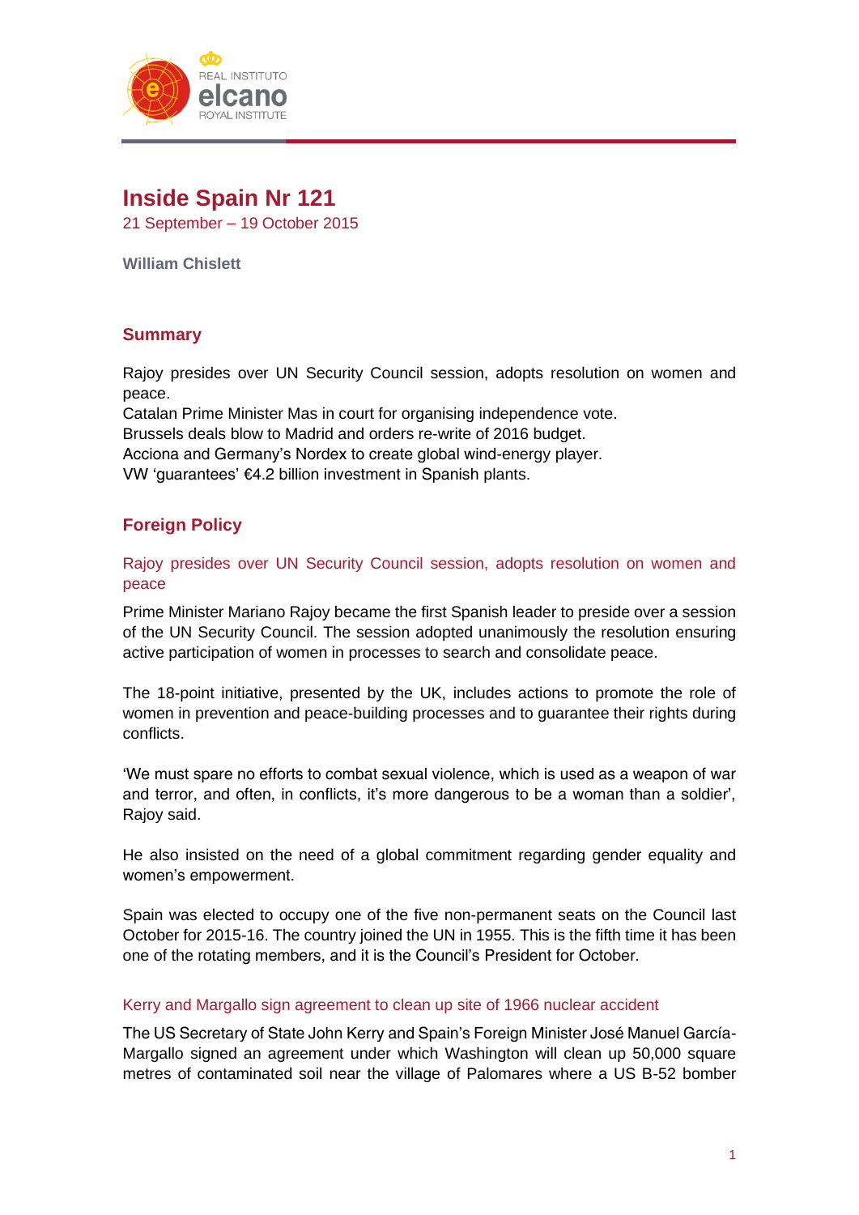# Inside Spain Nr 121

21 September – 19 October 2015

**William Chislett**

## Summary

Rajoy presides over UN Security Council session, adopts resolution on women and peace.
Catalan Prime Minister Mas in court for organising independence vote.
Brussels deals blow to Madrid and orders re-write of 2016 budget.
Acciona and Germany's Nordex to create global wind-energy player.
VW 'guarantees' €4.2 billion investment in Spanish plants.

## Foreign Policy

### Rajoy presides over UN Security Council session, adopts resolution on women and peace

Prime Minister Mariano Rajoy became the first Spanish leader to preside over a session of the UN Security Council. The session adopted unanimously the resolution ensuring active participation of women in processes to search and consolidate peace.

The 18-point initiative, presented by the UK, includes actions to promote the role of women in prevention and peace-building processes and to guarantee their rights during conflicts.

'We must spare no efforts to combat sexual violence, which is used as a weapon of war and terror, and often, in conflicts, it's more dangerous to be a woman than a soldier', Rajoy said.

He also insisted on the need of a global commitment regarding gender equality and women's empowerment.

Spain was elected to occupy one of the five non-permanent seats on the Council last October for 2015-16. The country joined the UN in 1955. This is the fifth time it has been one of the rotating members, and it is the Council's President for October.

### Kerry and Margallo sign agreement to clean up site of 1966 nuclear accident

The US Secretary of State John Kerry and Spain's Foreign Minister José Manuel García-Margallo signed an agreement under which Washington will clean up 50,000 square metres of contaminated soil near the village of Palomares where a US B-52 bomber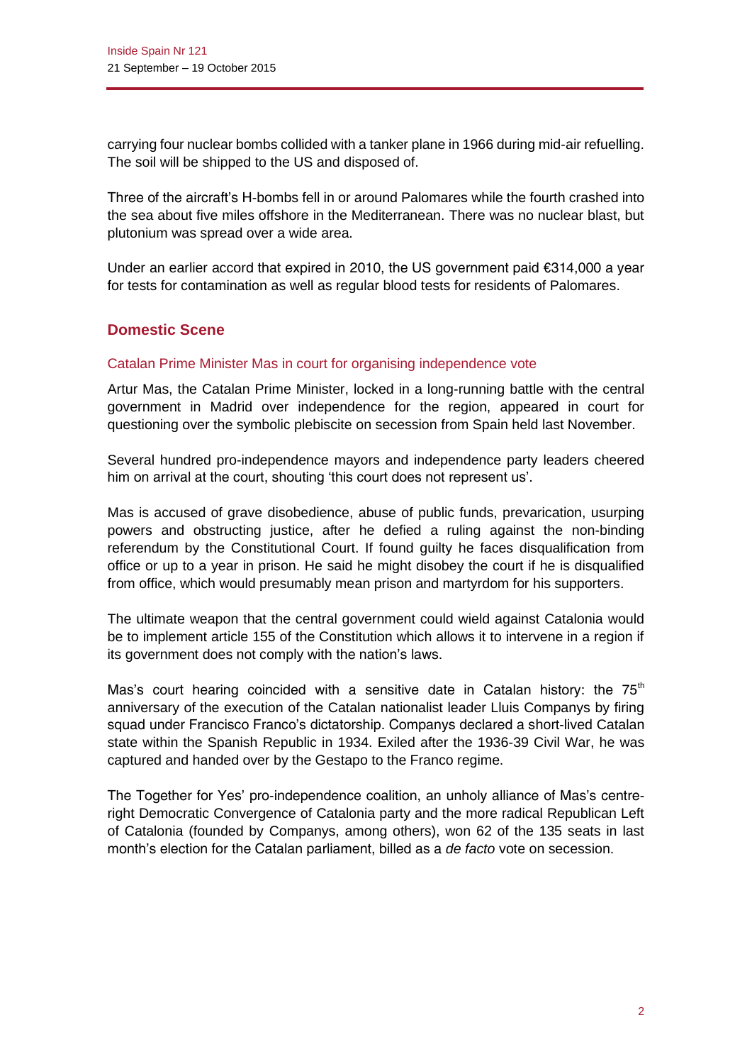carrying four nuclear bombs collided with a tanker plane in 1966 during mid-air refuelling. The soil will be shipped to the US and disposed of.

Three of the aircraft's H-bombs fell in or around Palomares while the fourth crashed into the sea about five miles offshore in the Mediterranean. There was no nuclear blast, but plutonium was spread over a wide area.

Under an earlier accord that expired in 2010, the US government paid €314,000 a year for tests for contamination as well as regular blood tests for residents of Palomares.

## Domestic Scene

### Catalan Prime Minister Mas in court for organising independence vote

Artur Mas, the Catalan Prime Minister, locked in a long-running battle with the central government in Madrid over independence for the region, appeared in court for questioning over the symbolic plebiscite on secession from Spain held last November.

Several hundred pro-independence mayors and independence party leaders cheered him on arrival at the court, shouting 'this court does not represent us'.

Mas is accused of grave disobedience, abuse of public funds, prevarication, usurping powers and obstructing justice, after he defied a ruling against the non-binding referendum by the Constitutional Court. If found guilty he faces disqualification from office or up to a year in prison. He said he might disobey the court if he is disqualified from office, which would presumably mean prison and martyrdom for his supporters.

The ultimate weapon that the central government could wield against Catalonia would be to implement article 155 of the Constitution which allows it to intervene in a region if its government does not comply with the nation's laws.

Mas's court hearing coincided with a sensitive date in Catalan history: the 75th anniversary of the execution of the Catalan nationalist leader Lluis Companys by firing squad under Francisco Franco's dictatorship. Companys declared a short-lived Catalan state within the Spanish Republic in 1934. Exiled after the 1936-39 Civil War, he was captured and handed over by the Gestapo to the Franco regime.

The Together for Yes' pro-independence coalition, an unholy alliance of Mas's centre-right Democratic Convergence of Catalonia party and the more radical Republican Left of Catalonia (founded by Companys, among others), won 62 of the 135 seats in last month's election for the Catalan parliament, billed as a *de facto* vote on secession.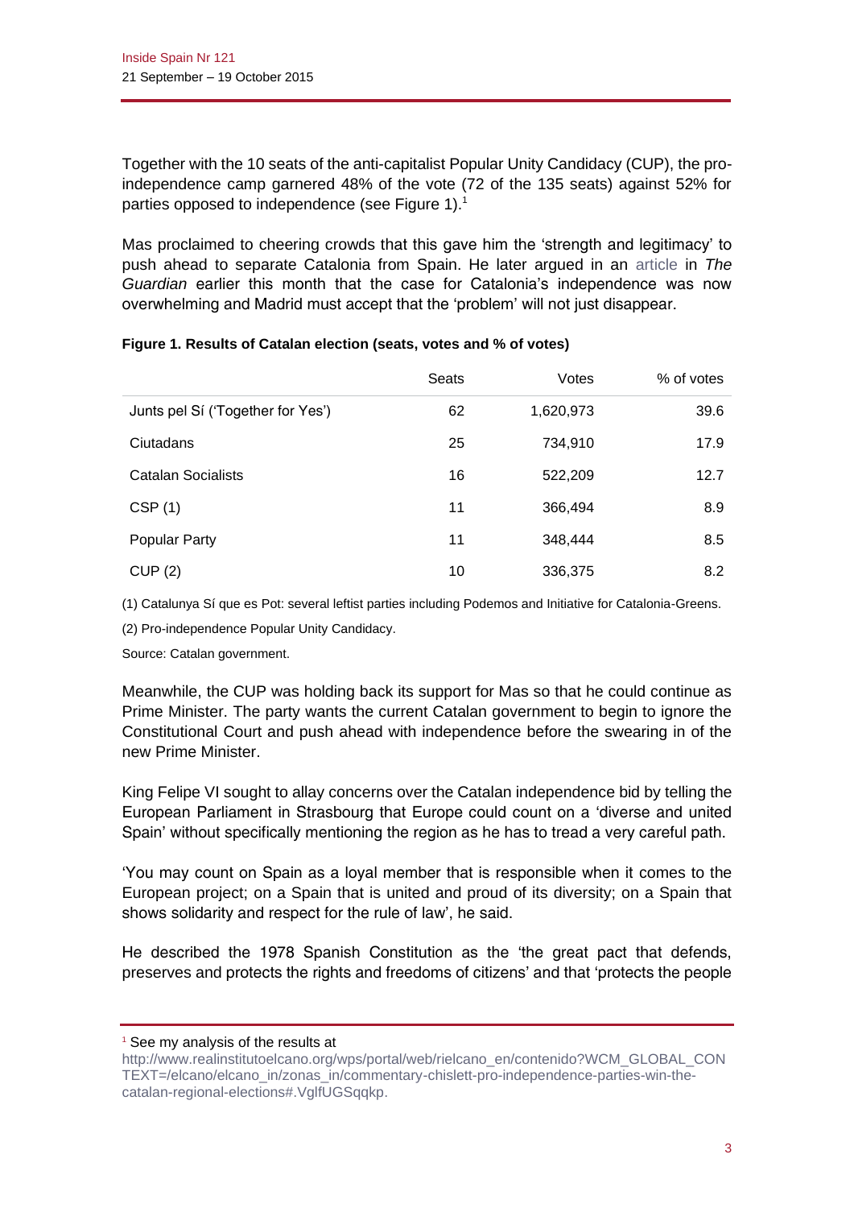Together with the 10 seats of the anti-capitalist Popular Unity Candidacy (CUP), the pro-independence camp garnered 48% of the vote (72 of the 135 seats) against 52% for parties opposed to independence (see Figure 1).[1]

Mas proclaimed to cheering crowds that this gave him the 'strength and legitimacy' to push ahead to separate Catalonia from Spain. He later argued in an article in *The Guardian* earlier this month that the case for Catalonia's independence was now overwhelming and Madrid must accept that the 'problem' will not just disappear.

**Figure 1. Results of Catalan election (seats, votes and % of votes)**

| | Seats | Votes | % of votes |
|---|---|---|---|
| Junts pel Sí ('Together for Yes') | 62 | 1,620,973 | 39.6 |
| Ciutadans | 25 | 734,910 | 17.9 |
| Catalan Socialists | 16 | 522,209 | 12.7 |
| CSP (1) | 11 | 366,494 | 8.9 |
| Popular Party | 11 | 348,444 | 8.5 |
| CUP (2) | 10 | 336,375 | 8.2 |

(1) Catalunya Sí que es Pot: several leftist parties including Podemos and Initiative for Catalonia-Greens.

(2) Pro-independence Popular Unity Candidacy.

Source: Catalan government.

Meanwhile, the CUP was holding back its support for Mas so that he could continue as Prime Minister. The party wants the current Catalan government to begin to ignore the Constitutional Court and push ahead with independence before the swearing in of the new Prime Minister.

King Felipe VI sought to allay concerns over the Catalan independence bid by telling the European Parliament in Strasbourg that Europe could count on a 'diverse and united Spain' without specifically mentioning the region as he has to tread a very careful path.

'You may count on Spain as a loyal member that is responsible when it comes to the European project; on a Spain that is united and proud of its diversity; on a Spain that shows solidarity and respect for the rule of law', he said.

He described the 1978 Spanish Constitution as the 'the great pact that defends, preserves and protects the rights and freedoms of citizens' and that 'protects the people

[1] See my analysis of the results at http://www.realinstitutoelcano.org/wps/portal/web/rielcano_en/contenido?WCM_GLOBAL_CONTEXT=/elcano/elcano_in/zonas_in/commentary-chislett-pro-independence-parties-win-the-catalan-regional-elections#.VglfUGSqqkp.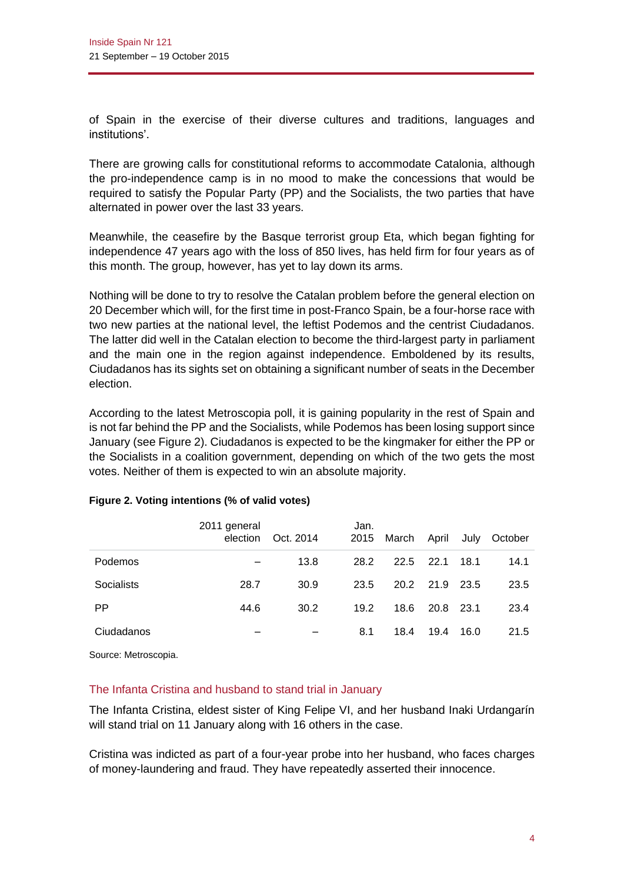of Spain in the exercise of their diverse cultures and traditions, languages and institutions'.

There are growing calls for constitutional reforms to accommodate Catalonia, although the pro-independence camp is in no mood to make the concessions that would be required to satisfy the Popular Party (PP) and the Socialists, the two parties that have alternated in power over the last 33 years.

Meanwhile, the ceasefire by the Basque terrorist group Eta, which began fighting for independence 47 years ago with the loss of 850 lives, has held firm for four years as of this month. The group, however, has yet to lay down its arms.

Nothing will be done to try to resolve the Catalan problem before the general election on 20 December which will, for the first time in post-Franco Spain, be a four-horse race with two new parties at the national level, the leftist Podemos and the centrist Ciudadanos. The latter did well in the Catalan election to become the third-largest party in parliament and the main one in the region against independence. Emboldened by its results, Ciudadanos has its sights set on obtaining a significant number of seats in the December election.

According to the latest Metroscopia poll, it is gaining popularity in the rest of Spain and is not far behind the PP and the Socialists, while Podemos has been losing support since January (see Figure 2). Ciudadanos is expected to be the kingmaker for either the PP or the Socialists in a coalition government, depending on which of the two gets the most votes. Neither of them is expected to win an absolute majority.

**Figure 2. Voting intentions (% of valid votes)**

| | 2011 general election | Oct. 2014 | Jan. 2015 | March | April | July | October |
|---|---|---|---|---|---|---|---|
| Podemos | – | 13.8 | 28.2 | 22.5 | 22.1 | 18.1 | 14.1 |
| Socialists | 28.7 | 30.9 | 23.5 | 20.2 | 21.9 | 23.5 | 23.5 |
| PP | 44.6 | 30.2 | 19.2 | 18.6 | 20.8 | 23.1 | 23.4 |
| Ciudadanos | – | – | 8.1 | 18.4 | 19.4 | 16.0 | 21.5 |

Source: Metroscopia.

## The Infanta Cristina and husband to stand trial in January

The Infanta Cristina, eldest sister of King Felipe VI, and her husband Inaki Urdangarín will stand trial on 11 January along with 16 others in the case.

Cristina was indicted as part of a four-year probe into her husband, who faces charges of money-laundering and fraud. They have repeatedly asserted their innocence.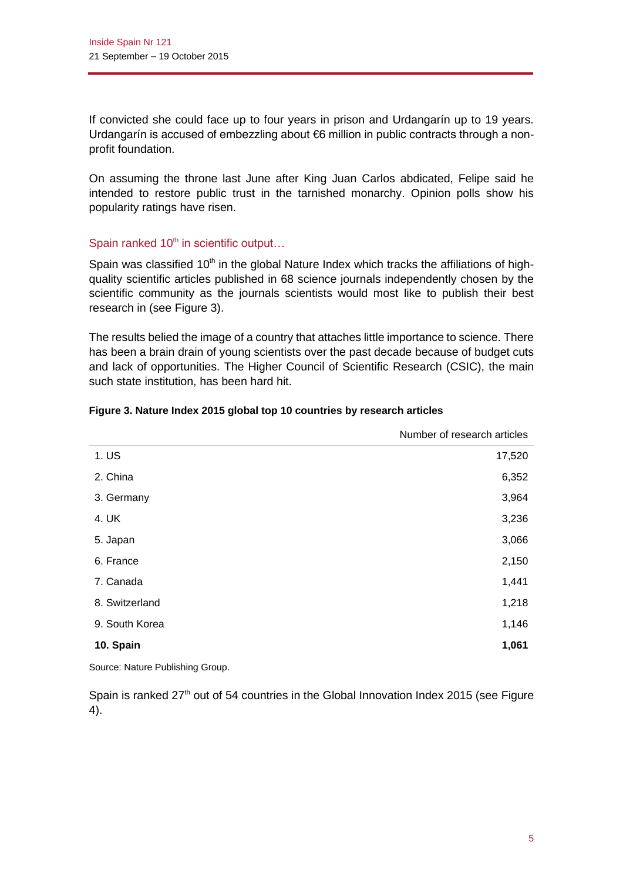If convicted she could face up to four years in prison and Urdangarín up to 19 years. Urdangarín is accused of embezzling about €6 million in public contracts through a non-profit foundation.

On assuming the throne last June after King Juan Carlos abdicated, Felipe said he intended to restore public trust in the tarnished monarchy. Opinion polls show his popularity ratings have risen.

### Spain ranked 10th in scientific output…

Spain was classified 10th in the global Nature Index which tracks the affiliations of high-quality scientific articles published in 68 science journals independently chosen by the scientific community as the journals scientists would most like to publish their best research in (see Figure 3).

The results belied the image of a country that attaches little importance to science. There has been a brain drain of young scientists over the past decade because of budget cuts and lack of opportunities. The Higher Council of Scientific Research (CSIC), the main such state institution, has been hard hit.

**Figure 3. Nature Index 2015 global top 10 countries by research articles**

| | Number of research articles |
|---|---:|
| 1. US | 17,520 |
| 2. China | 6,352 |
| 3. Germany | 3,964 |
| 4. UK | 3,236 |
| 5. Japan | 3,066 |
| 6. France | 2,150 |
| 7. Canada | 1,441 |
| 8. Switzerland | 1,218 |
| 9. South Korea | 1,146 |
| **10. Spain** | **1,061** |

Source: Nature Publishing Group.

Spain is ranked 27th out of 54 countries in the Global Innovation Index 2015 (see Figure 4).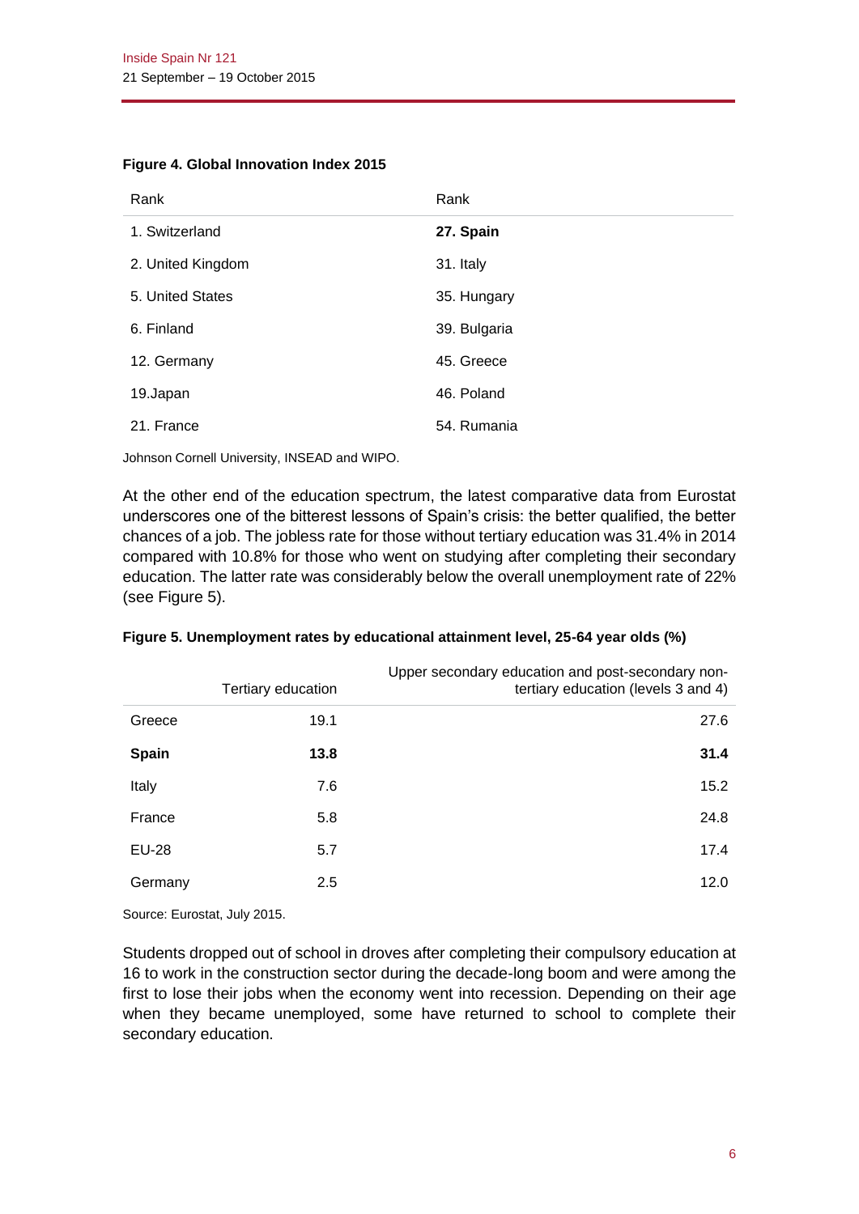**Figure 4. Global Innovation Index 2015**

| Rank | Rank |
|---|---|
| 1. Switzerland | **27. Spain** |
| 2. United Kingdom | 31. Italy |
| 5. United States | 35. Hungary |
| 6. Finland | 39. Bulgaria |
| 12. Germany | 45. Greece |
| 19.Japan | 46. Poland |
| 21. France | 54. Rumania |

Johnson Cornell University, INSEAD and WIPO.

At the other end of the education spectrum, the latest comparative data from Eurostat underscores one of the bitterest lessons of Spain's crisis: the better qualified, the better chances of a job. The jobless rate for those without tertiary education was 31.4% in 2014 compared with 10.8% for those who went on studying after completing their secondary education. The latter rate was considerably below the overall unemployment rate of 22% (see Figure 5).

**Figure 5. Unemployment rates by educational attainment level, 25-64 year olds (%)**

| | Tertiary education | Upper secondary education and post-secondary non-tertiary education (levels 3 and 4) |
|---|---|---|
| Greece | 19.1 | 27.6 |
| **Spain** | **13.8** | **31.4** |
| Italy | 7.6 | 15.2 |
| France | 5.8 | 24.8 |
| EU-28 | 5.7 | 17.4 |
| Germany | 2.5 | 12.0 |

Source: Eurostat, July 2015.

Students dropped out of school in droves after completing their compulsory education at 16 to work in the construction sector during the decade-long boom and were among the first to lose their jobs when the economy went into recession. Depending on their age when they became unemployed, some have returned to school to complete their secondary education.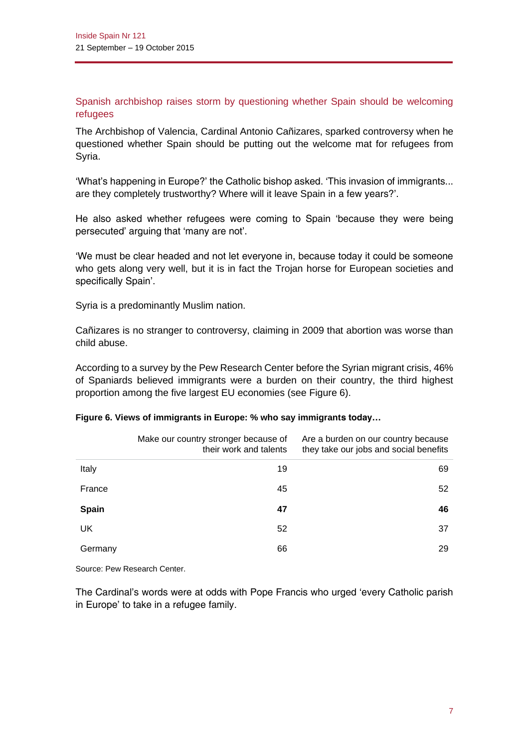## Spanish archbishop raises storm by questioning whether Spain should be welcoming refugees

The Archbishop of Valencia, Cardinal Antonio Cañizares, sparked controversy when he questioned whether Spain should be putting out the welcome mat for refugees from Syria.

'What's happening in Europe?' the Catholic bishop asked. 'This invasion of immigrants... are they completely trustworthy? Where will it leave Spain in a few years?'.

He also asked whether refugees were coming to Spain 'because they were being persecuted' arguing that 'many are not'.

'We must be clear headed and not let everyone in, because today it could be someone who gets along very well, but it is in fact the Trojan horse for European societies and specifically Spain'.

Syria is a predominantly Muslim nation.

Cañizares is no stranger to controversy, claiming in 2009 that abortion was worse than child abuse.

According to a survey by the Pew Research Center before the Syrian migrant crisis, 46% of Spaniards believed immigrants were a burden on their country, the third highest proportion among the five largest EU economies (see Figure 6).

**Figure 6. Views of immigrants in Europe: % who say immigrants today…**

| | Make our country stronger because of their work and talents | Are a burden on our country because they take our jobs and social benefits |
|---|---|---|
| Italy | 19 | 69 |
| France | 45 | 52 |
| **Spain** | **47** | **46** |
| UK | 52 | 37 |
| Germany | 66 | 29 |

Source: Pew Research Center.

The Cardinal's words were at odds with Pope Francis who urged 'every Catholic parish in Europe' to take in a refugee family.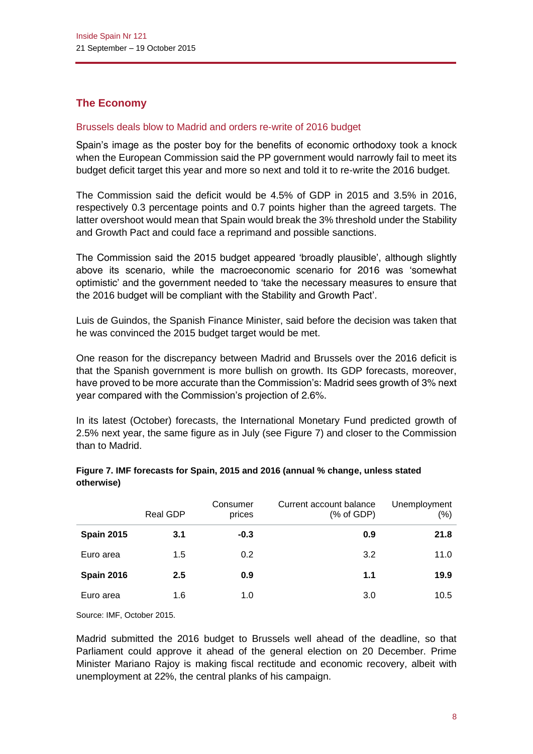## The Economy

### Brussels deals blow to Madrid and orders re-write of 2016 budget

Spain's image as the poster boy for the benefits of economic orthodoxy took a knock when the European Commission said the PP government would narrowly fail to meet its budget deficit target this year and more so next and told it to re-write the 2016 budget.

The Commission said the deficit would be 4.5% of GDP in 2015 and 3.5% in 2016, respectively 0.3 percentage points and 0.7 points higher than the agreed targets. The latter overshoot would mean that Spain would break the 3% threshold under the Stability and Growth Pact and could face a reprimand and possible sanctions.

The Commission said the 2015 budget appeared 'broadly plausible', although slightly above its scenario, while the macroeconomic scenario for 2016 was 'somewhat optimistic' and the government needed to 'take the necessary measures to ensure that the 2016 budget will be compliant with the Stability and Growth Pact'.

Luis de Guindos, the Spanish Finance Minister, said before the decision was taken that he was convinced the 2015 budget target would be met.

One reason for the discrepancy between Madrid and Brussels over the 2016 deficit is that the Spanish government is more bullish on growth. Its GDP forecasts, moreover, have proved to be more accurate than the Commission's: Madrid sees growth of 3% next year compared with the Commission's projection of 2.6%.

In its latest (October) forecasts, the International Monetary Fund predicted growth of 2.5% next year, the same figure as in July (see Figure 7) and closer to the Commission than to Madrid.

**Figure 7. IMF forecasts for Spain, 2015 and 2016 (annual % change, unless stated otherwise)**

| | Real GDP | Consumer prices | Current account balance (% of GDP) | Unemployment (%) |
|---|---|---|---|---|
| **Spain 2015** | **3.1** | **-0.3** | **0.9** | **21.8** |
| Euro area | 1.5 | 0.2 | 3.2 | 11.0 |
| **Spain 2016** | **2.5** | **0.9** | **1.1** | **19.9** |
| Euro area | 1.6 | 1.0 | 3.0 | 10.5 |

Source: IMF, October 2015.

Madrid submitted the 2016 budget to Brussels well ahead of the deadline, so that Parliament could approve it ahead of the general election on 20 December. Prime Minister Mariano Rajoy is making fiscal rectitude and economic recovery, albeit with unemployment at 22%, the central planks of his campaign.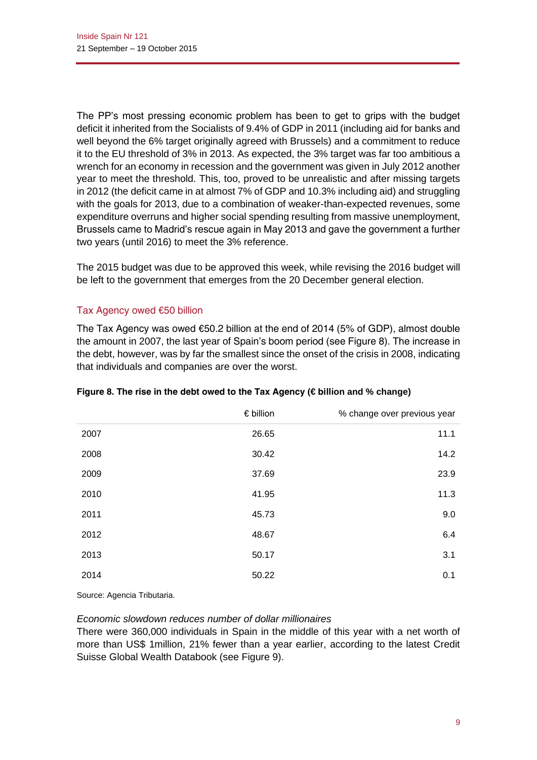The PP's most pressing economic problem has been to get to grips with the budget deficit it inherited from the Socialists of 9.4% of GDP in 2011 (including aid for banks and well beyond the 6% target originally agreed with Brussels) and a commitment to reduce it to the EU threshold of 3% in 2013. As expected, the 3% target was far too ambitious a wrench for an economy in recession and the government was given in July 2012 another year to meet the threshold. This, too, proved to be unrealistic and after missing targets in 2012 (the deficit came in at almost 7% of GDP and 10.3% including aid) and struggling with the goals for 2013, due to a combination of weaker-than-expected revenues, some expenditure overruns and higher social spending resulting from massive unemployment, Brussels came to Madrid's rescue again in May 2013 and gave the government a further two years (until 2016) to meet the 3% reference.

The 2015 budget was due to be approved this week, while revising the 2016 budget will be left to the government that emerges from the 20 December general election.

## Tax Agency owed €50 billion

The Tax Agency was owed €50.2 billion at the end of 2014 (5% of GDP), almost double the amount in 2007, the last year of Spain's boom period (see Figure 8). The increase in the debt, however, was by far the smallest since the onset of the crisis in 2008, indicating that individuals and companies are over the worst.

**Figure 8. The rise in the debt owed to the Tax Agency (€ billion and % change)**

| | € billion | % change over previous year |
|---|---:|---:|
| 2007 | 26.65 | 11.1 |
| 2008 | 30.42 | 14.2 |
| 2009 | 37.69 | 23.9 |
| 2010 | 41.95 | 11.3 |
| 2011 | 45.73 | 9.0 |
| 2012 | 48.67 | 6.4 |
| 2013 | 50.17 | 3.1 |
| 2014 | 50.22 | 0.1 |

Source: Agencia Tributaria.

*Economic slowdown reduces number of dollar millionaires*

There were 360,000 individuals in Spain in the middle of this year with a net worth of more than US$ 1million, 21% fewer than a year earlier, according to the latest Credit Suisse Global Wealth Databook (see Figure 9).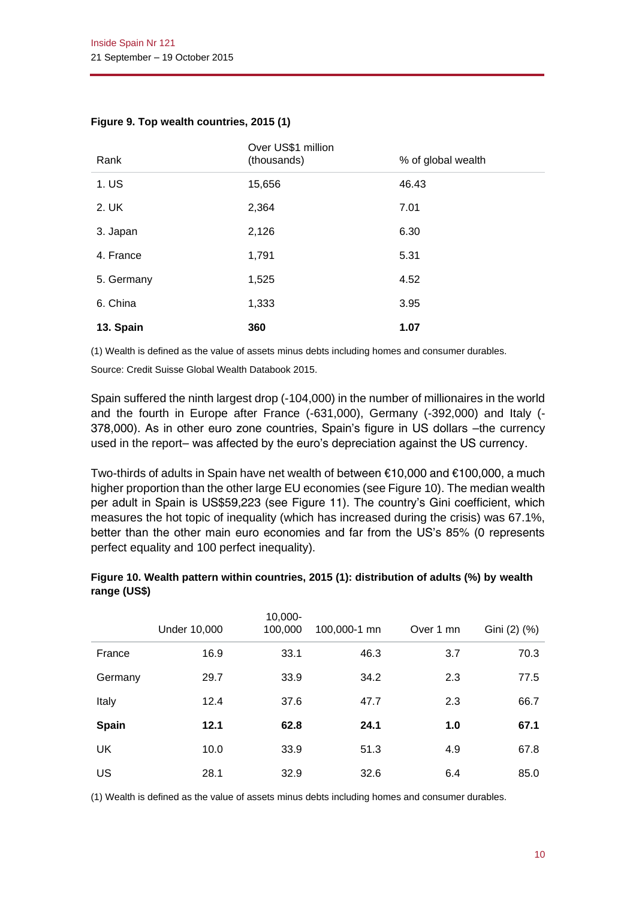**Figure 9. Top wealth countries, 2015 (1)**

| Rank | Over US$1 million (thousands) | % of global wealth |
|---|---|---|
| 1. US | 15,656 | 46.43 |
| 2. UK | 2,364 | 7.01 |
| 3. Japan | 2,126 | 6.30 |
| 4. France | 1,791 | 5.31 |
| 5. Germany | 1,525 | 4.52 |
| 6. China | 1,333 | 3.95 |
| **13. Spain** | **360** | **1.07** |

(1) Wealth is defined as the value of assets minus debts including homes and consumer durables.

Source: Credit Suisse Global Wealth Databook 2015.

Spain suffered the ninth largest drop (-104,000) in the number of millionaires in the world and the fourth in Europe after France (-631,000), Germany (-392,000) and Italy (-378,000). As in other euro zone countries, Spain's figure in US dollars –the currency used in the report– was affected by the euro's depreciation against the US currency.

Two-thirds of adults in Spain have net wealth of between €10,000 and €100,000, a much higher proportion than the other large EU economies (see Figure 10). The median wealth per adult in Spain is US$59,223 (see Figure 11). The country's Gini coefficient, which measures the hot topic of inequality (which has increased during the crisis) was 67.1%, better than the other main euro economies and far from the US's 85% (0 represents perfect equality and 100 perfect inequality).

**Figure 10. Wealth pattern within countries, 2015 (1): distribution of adults (%) by wealth range (US$)**

| | Under 10,000 | 10,000-100,000 | 100,000-1 mn | Over 1 mn | Gini (2) (%) |
|---|---|---|---|---|---|
| France | 16.9 | 33.1 | 46.3 | 3.7 | 70.3 |
| Germany | 29.7 | 33.9 | 34.2 | 2.3 | 77.5 |
| Italy | 12.4 | 37.6 | 47.7 | 2.3 | 66.7 |
| **Spain** | **12.1** | **62.8** | **24.1** | **1.0** | **67.1** |
| UK | 10.0 | 33.9 | 51.3 | 4.9 | 67.8 |
| US | 28.1 | 32.9 | 32.6 | 6.4 | 85.0 |

(1) Wealth is defined as the value of assets minus debts including homes and consumer durables.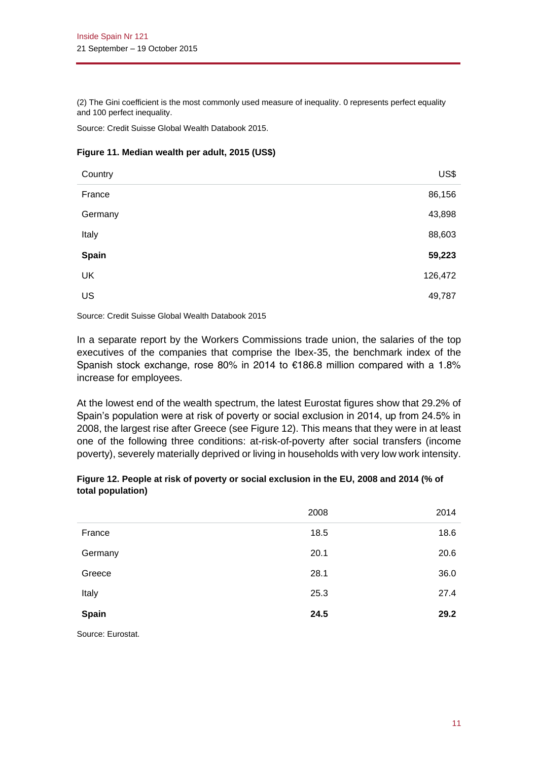(2) The Gini coefficient is the most commonly used measure of inequality. 0 represents perfect equality and 100 perfect inequality.

Source: Credit Suisse Global Wealth Databook 2015.

**Figure 11. Median wealth per adult, 2015 (US$)**

| Country | US$ |
|---|---|
| France | 86,156 |
| Germany | 43,898 |
| Italy | 88,603 |
| **Spain** | **59,223** |
| UK | 126,472 |
| US | 49,787 |

Source: Credit Suisse Global Wealth Databook 2015

In a separate report by the Workers Commissions trade union, the salaries of the top executives of the companies that comprise the Ibex-35, the benchmark index of the Spanish stock exchange, rose 80% in 2014 to €186.8 million compared with a 1.8% increase for employees.

At the lowest end of the wealth spectrum, the latest Eurostat figures show that 29.2% of Spain's population were at risk of poverty or social exclusion in 2014, up from 24.5% in 2008, the largest rise after Greece (see Figure 12). This means that they were in at least one of the following three conditions: at-risk-of-poverty after social transfers (income poverty), severely materially deprived or living in households with very low work intensity.

**Figure 12. People at risk of poverty or social exclusion in the EU, 2008 and 2014 (% of total population)**

| | 2008 | 2014 |
|---|---|---|
| France | 18.5 | 18.6 |
| Germany | 20.1 | 20.6 |
| Greece | 28.1 | 36.0 |
| Italy | 25.3 | 27.4 |
| **Spain** | **24.5** | **29.2** |

Source: Eurostat.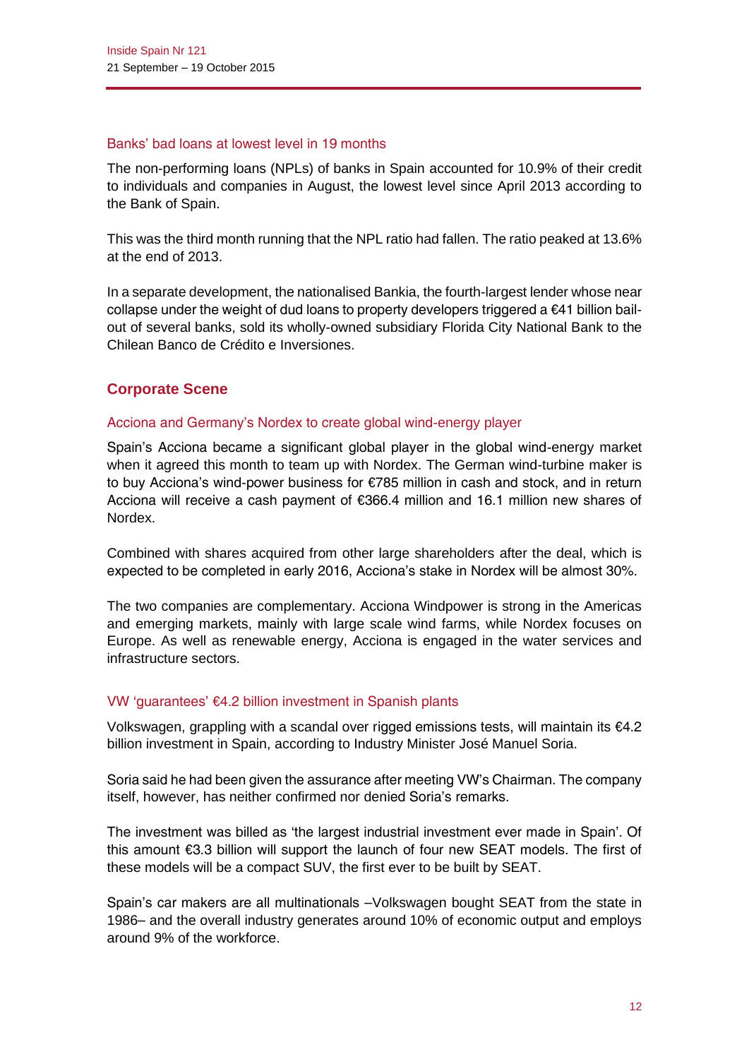### Banks' bad loans at lowest level in 19 months

The non-performing loans (NPLs) of banks in Spain accounted for 10.9% of their credit to individuals and companies in August, the lowest level since April 2013 according to the Bank of Spain.

This was the third month running that the NPL ratio had fallen. The ratio peaked at 13.6% at the end of 2013.

In a separate development, the nationalised Bankia, the fourth-largest lender whose near collapse under the weight of dud loans to property developers triggered a €41 billion bail-out of several banks, sold its wholly-owned subsidiary Florida City National Bank to the Chilean Banco de Crédito e Inversiones.

## Corporate Scene

### Acciona and Germany's Nordex to create global wind-energy player

Spain's Acciona became a significant global player in the global wind-energy market when it agreed this month to team up with Nordex. The German wind-turbine maker is to buy Acciona's wind-power business for €785 million in cash and stock, and in return Acciona will receive a cash payment of €366.4 million and 16.1 million new shares of Nordex.

Combined with shares acquired from other large shareholders after the deal, which is expected to be completed in early 2016, Acciona's stake in Nordex will be almost 30%.

The two companies are complementary. Acciona Windpower is strong in the Americas and emerging markets, mainly with large scale wind farms, while Nordex focuses on Europe. As well as renewable energy, Acciona is engaged in the water services and infrastructure sectors.

### VW 'guarantees' €4.2 billion investment in Spanish plants

Volkswagen, grappling with a scandal over rigged emissions tests, will maintain its €4.2 billion investment in Spain, according to Industry Minister José Manuel Soria.

Soria said he had been given the assurance after meeting VW's Chairman. The company itself, however, has neither confirmed nor denied Soria's remarks.

The investment was billed as 'the largest industrial investment ever made in Spain'. Of this amount €3.3 billion will support the launch of four new SEAT models. The first of these models will be a compact SUV, the first ever to be built by SEAT.

Spain's car makers are all multinationals –Volkswagen bought SEAT from the state in 1986– and the overall industry generates around 10% of economic output and employs around 9% of the workforce.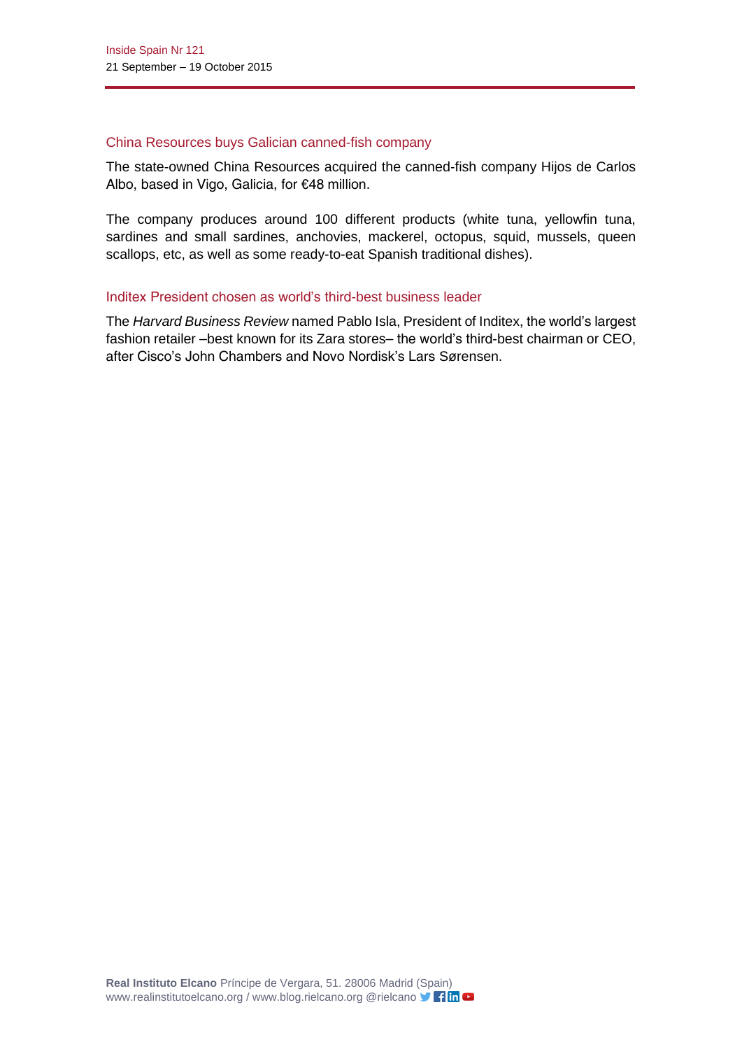### China Resources buys Galician canned-fish company

The state-owned China Resources acquired the canned-fish company Hijos de Carlos Albo, based in Vigo, Galicia, for €48 million.

The company produces around 100 different products (white tuna, yellowfin tuna, sardines and small sardines, anchovies, mackerel, octopus, squid, mussels, queen scallops, etc, as well as some ready-to-eat Spanish traditional dishes).

### Inditex President chosen as world's third-best business leader

The *Harvard Business Review* named Pablo Isla, President of Inditex, the world's largest fashion retailer –best known for its Zara stores– the world's third-best chairman or CEO, after Cisco's John Chambers and Novo Nordisk's Lars Sørensen.